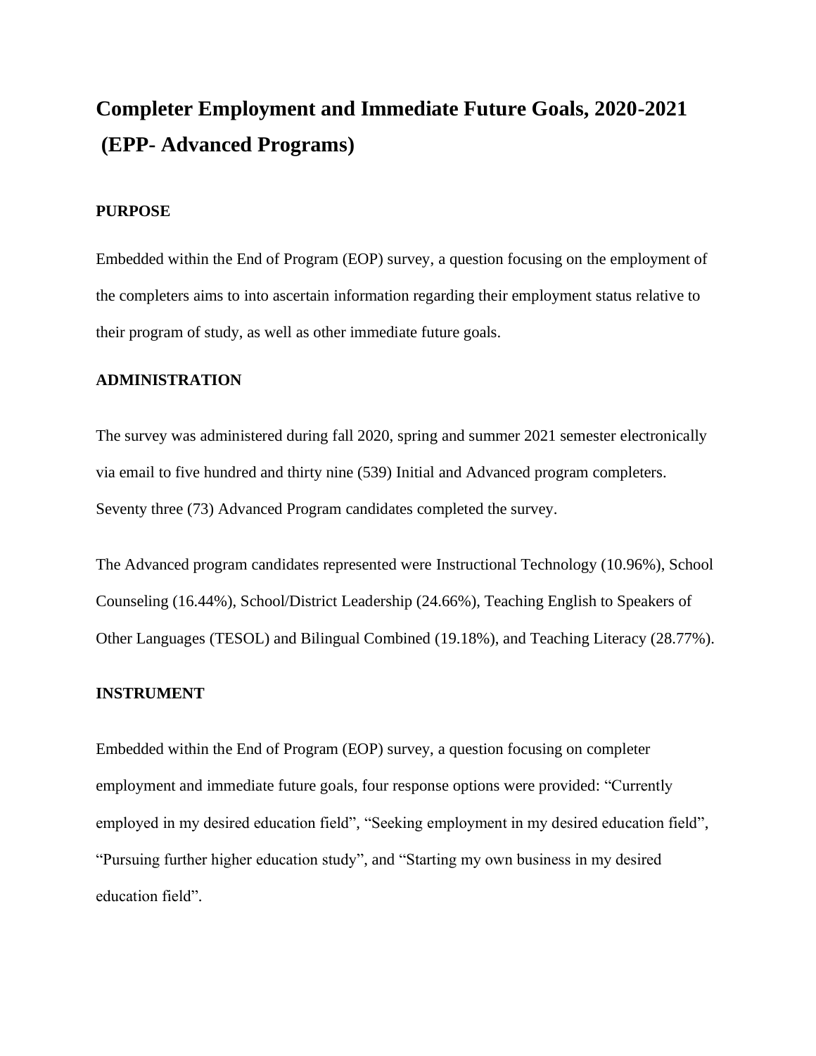# Completer Employment and Immediate Future Goals, 2020-2021 (EPP- Advanced Programs)

## PURPOSE

Embedded within the End of Program (EOP) survey, a question focusing on the employment of the completers aims to into ascertain information regarding their employment status relative to their program of study, as well as other immediate future goals.

## ADMINISTRATION

The survey was administered during fall 2020, spring and summer 2021 semester electronically via email to five hundred and thirty nine (539) Initial and Advanced program completers. Seventy three (73) Advanced Program candidates completed the survey.

The Advanced program candidates represented were Instructional Technology (10.96%), School Counseling (16.44%), School/District Leadership (24.66%), Teaching English to Speakers of Other Languages (TESOL) and Bilingual Combined (19.18%), and Teaching Literacy (28.77%).

## INSTRUMENT

Embedded within the End of Program (EOP) survey, a question focusing on completer employment and immediate future goals, four response options were provided: "Currently employed in my desired education field", "Seeking employment in my desired education field", "Pursuing further higher education study", and "Starting my own business in my desired education field".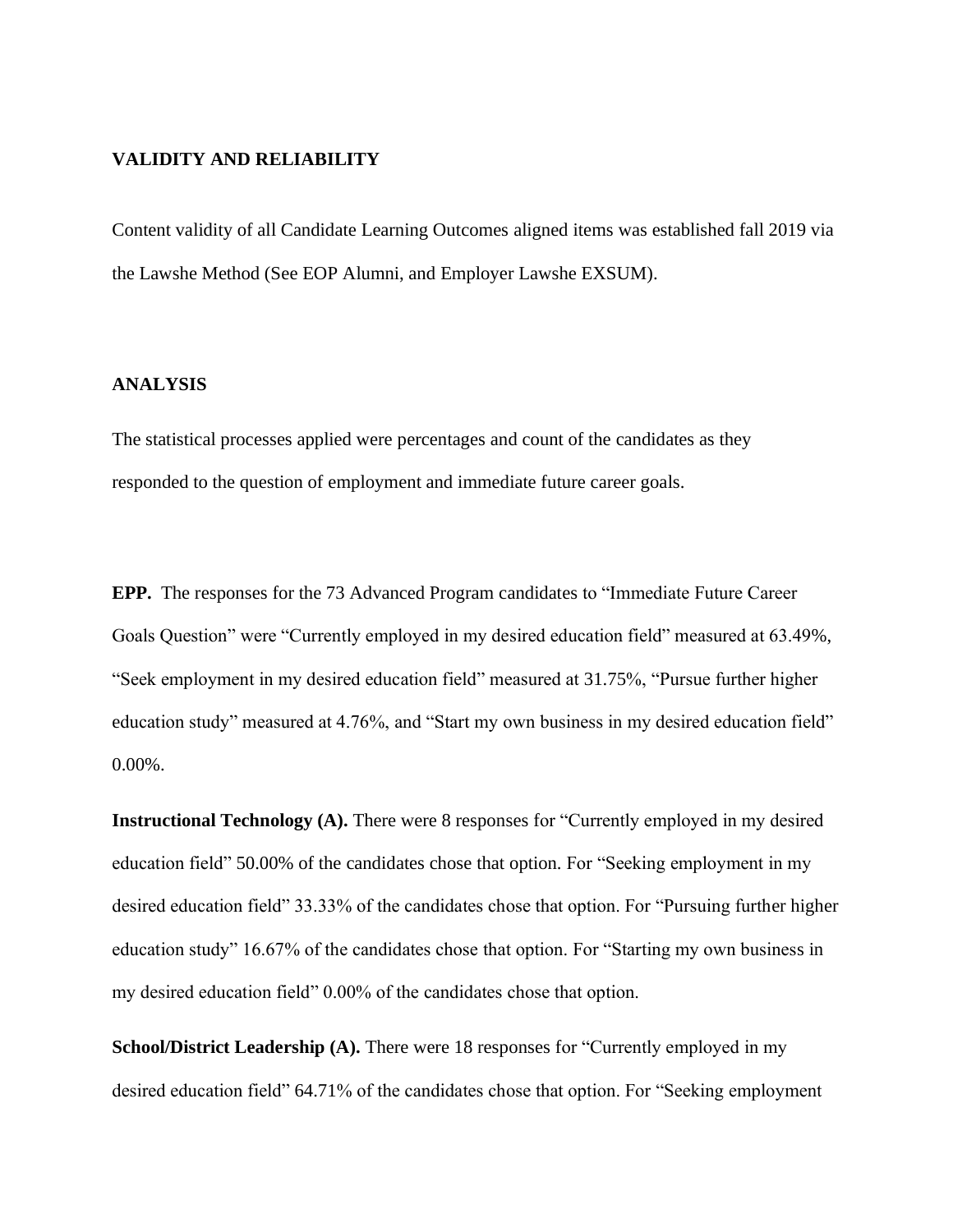## VALIDITY AND RELIABILITY

Content validity of all Candidate Learning Outcomes aligned items was established fall 2019 via the Lawshe Method (See EOP Alumni, and Employer Lawshe EXSUM).

## ANALYSIS

The statistical processes applied were percentages and count of the candidates as they responded to the question of employment and immediate future career goals.

**EPP.** The responses for the 73 Advanced Program candidates to "Immediate Future Career Goals Question" were "Currently employed in my desired education field" measured at 63.49%, "Seek employment in my desired education field" measured at 31.75%, "Pursue further higher education study" measured at 4.76%, and "Start my own business in my desired education field" 0.00%.

**Instructional Technology (A).** There were 8 responses for "Currently employed in my desired education field" 50.00% of the candidates chose that option. For "Seeking employment in my desired education field" 33.33% of the candidates chose that option. For "Pursuing further higher education study" 16.67% of the candidates chose that option. For "Starting my own business in my desired education field" 0.00% of the candidates chose that option.

**School/District Leadership (A).** There were 18 responses for "Currently employed in my desired education field" 64.71% of the candidates chose that option. For "Seeking employment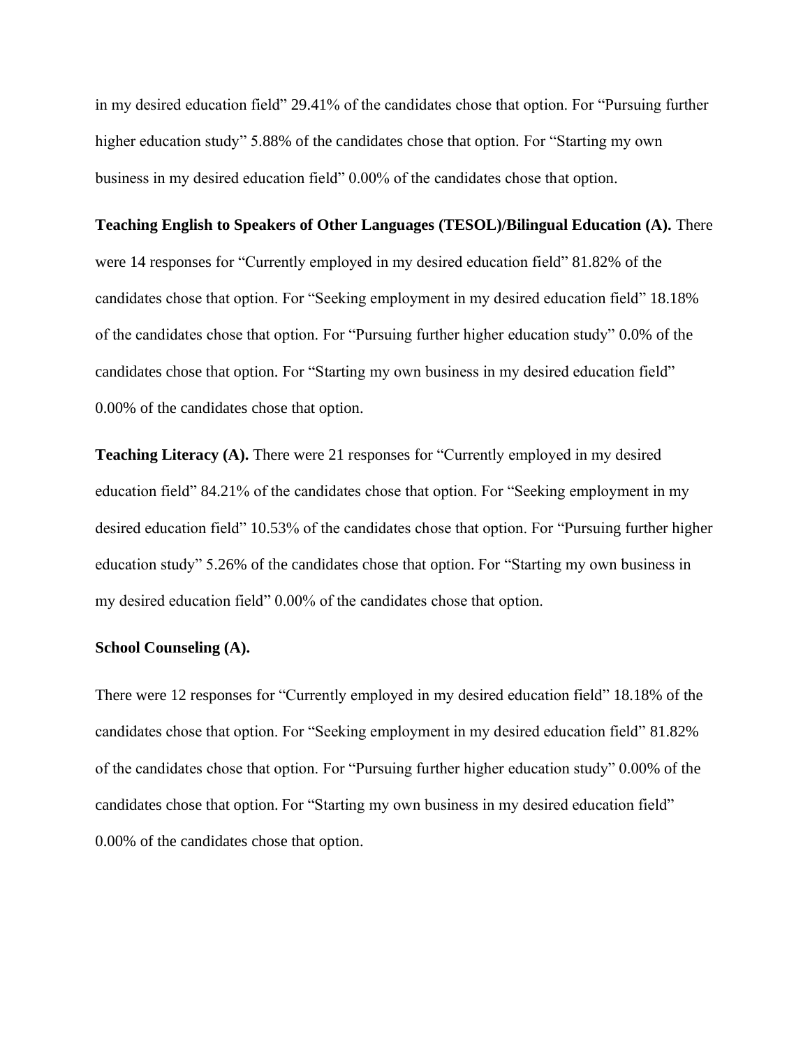in my desired education field" 29.41% of the candidates chose that option. For "Pursuing further higher education study" 5.88% of the candidates chose that option. For "Starting my own business in my desired education field" 0.00% of the candidates chose that option.

**Teaching English to Speakers of Other Languages (TESOL)/Bilingual Education (A).** There were 14 responses for "Currently employed in my desired education field" 81.82% of the candidates chose that option. For "Seeking employment in my desired education field" 18.18% of the candidates chose that option. For "Pursuing further higher education study" 0.0% of the candidates chose that option. For "Starting my own business in my desired education field" 0.00% of the candidates chose that option.

**Teaching Literacy (A).** There were 21 responses for "Currently employed in my desired education field" 84.21% of the candidates chose that option. For "Seeking employment in my desired education field" 10.53% of the candidates chose that option. For "Pursuing further higher education study" 5.26% of the candidates chose that option. For "Starting my own business in my desired education field" 0.00% of the candidates chose that option.

**School Counseling (A).**

There were 12 responses for "Currently employed in my desired education field" 18.18% of the candidates chose that option. For "Seeking employment in my desired education field" 81.82% of the candidates chose that option. For "Pursuing further higher education study" 0.00% of the candidates chose that option. For "Starting my own business in my desired education field" 0.00% of the candidates chose that option.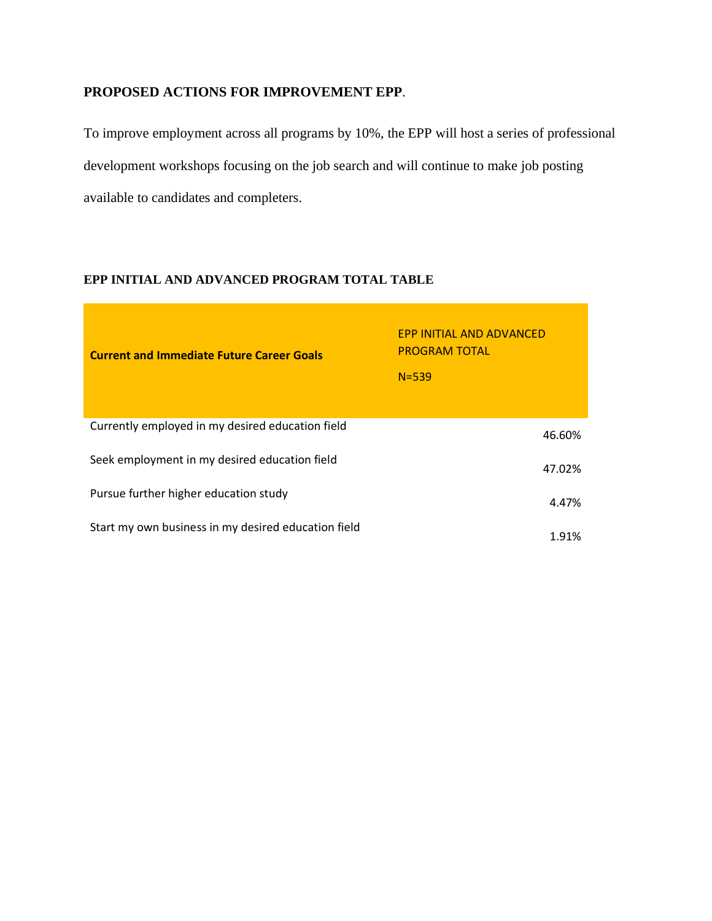**PROPOSED ACTIONS FOR IMPROVEMENT EPP**.

To improve employment across all programs by 10%, the EPP will host a series of professional development workshops focusing on the job search and will continue to make job posting available to candidates and completers.

**EPP INITIAL AND ADVANCED PROGRAM TOTAL TABLE**

| **Current and Immediate Future Career Goals** | EPP INITIAL AND ADVANCED PROGRAM TOTAL N=539 |
|---|---|
| Currently employed in my desired education field | 46.60% |
| Seek employment in my desired education field | 47.02% |
| Pursue further higher education study | 4.47% |
| Start my own business in my desired education field | 1.91% |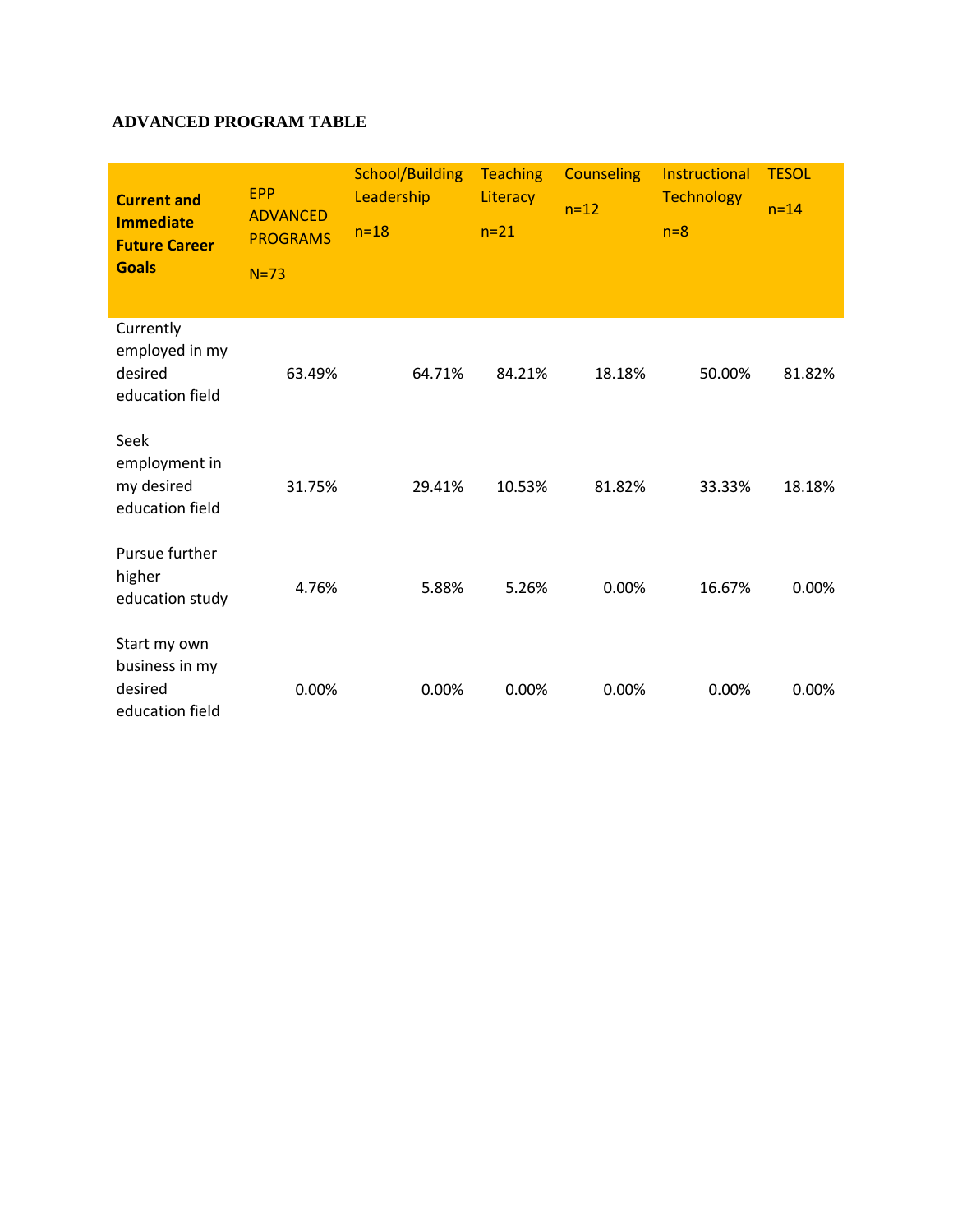### ADVANCED PROGRAM TABLE

| Current and Immediate Future Career Goals | EPP ADVANCED PROGRAMS N=73 | School/Building Leadership n=18 | Teaching Literacy n=21 | Counseling n=12 | Instructional Technology n=8 | TESOL n=14 |
|---|---|---|---|---|---|---|
| Currently employed in my desired education field | 63.49% | 64.71% | 84.21% | 18.18% | 50.00% | 81.82% |
| Seek employment in my desired education field | 31.75% | 29.41% | 10.53% | 81.82% | 33.33% | 18.18% |
| Pursue further higher education study | 4.76% | 5.88% | 5.26% | 0.00% | 16.67% | 0.00% |
| Start my own business in my desired education field | 0.00% | 0.00% | 0.00% | 0.00% | 0.00% | 0.00% |